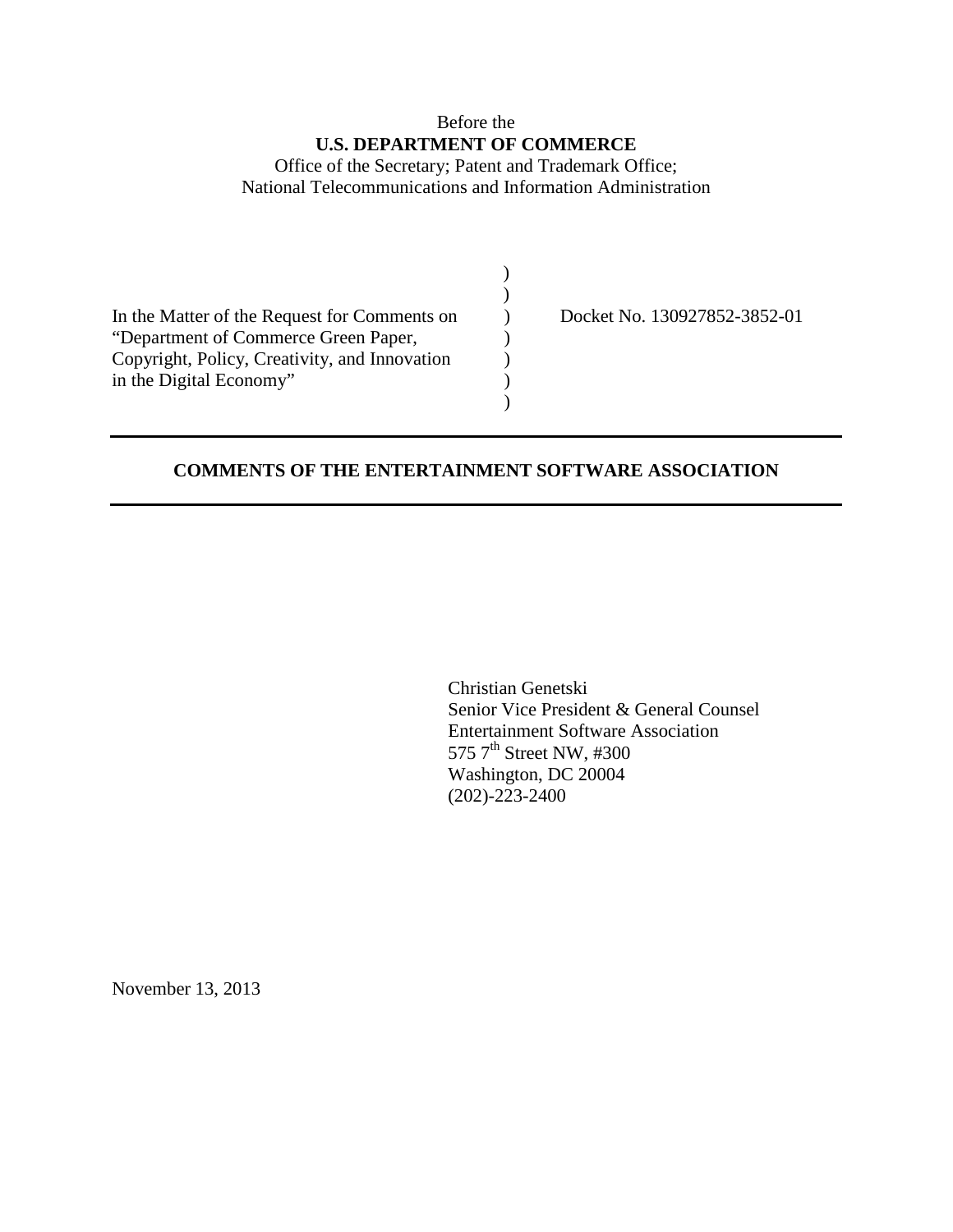Before the

**U.S. DEPARTMENT OF COMMERCE**

Office of the Secretary; Patent and Trademark Office;
National Telecommunications and Information Administration

| | | |
|---|---|---|
| In the Matter of the Request for Comments on "Department of Commerce Green Paper, Copyright, Policy, Creativity, and Innovation in the Digital Economy" | ) | Docket No. 130927852-3852-01 |

---

**COMMENTS OF THE ENTERTAINMENT SOFTWARE ASSOCIATION**

---

Christian Genetski
Senior Vice President & General Counsel
Entertainment Software Association
575 7th Street NW, #300
Washington, DC 20004
(202)-223-2400

November 13, 2013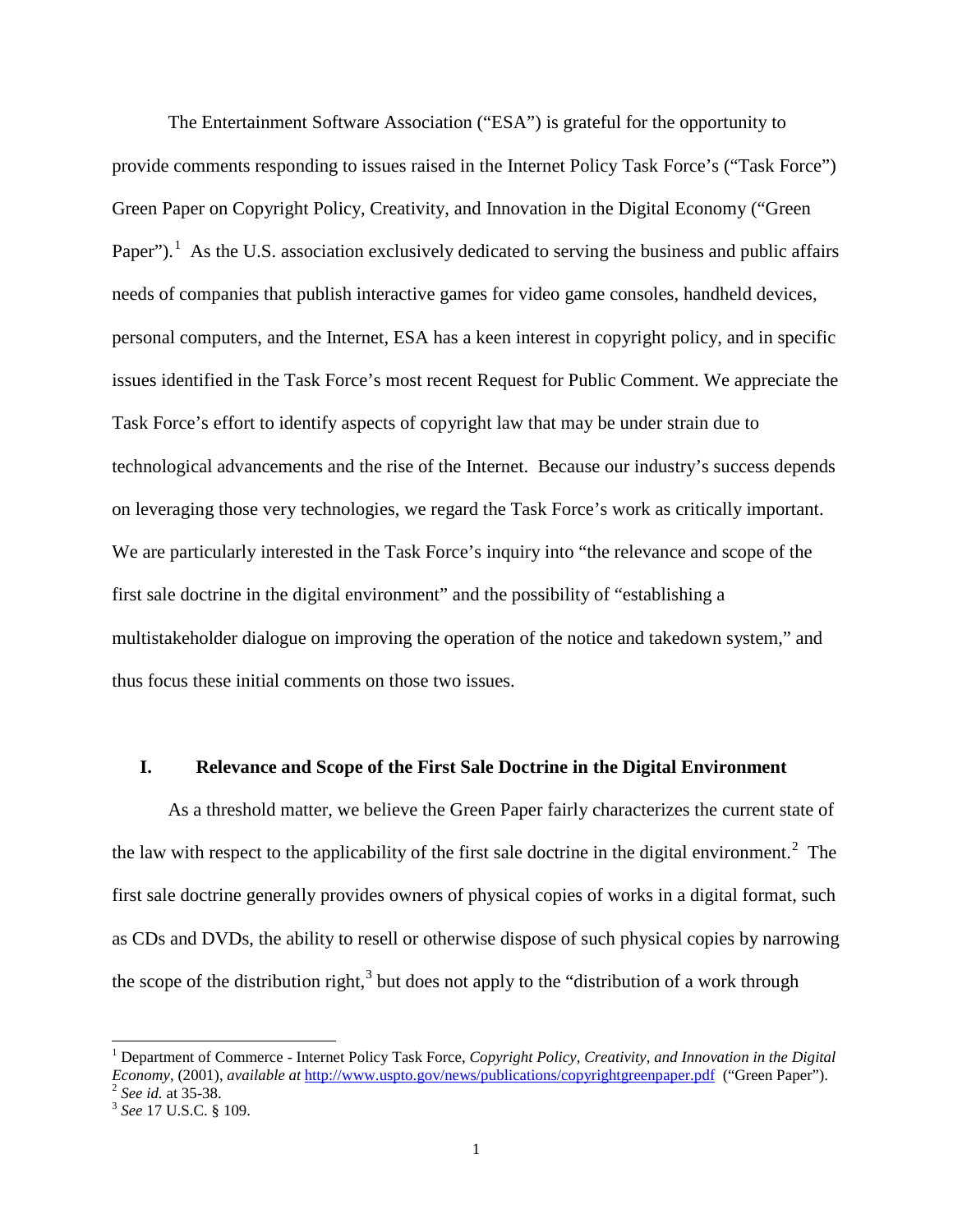The Entertainment Software Association ("ESA") is grateful for the opportunity to provide comments responding to issues raised in the Internet Policy Task Force's ("Task Force") Green Paper on Copyright Policy, Creativity, and Innovation in the Digital Economy ("Green Paper").[1] As the U.S. association exclusively dedicated to serving the business and public affairs needs of companies that publish interactive games for video game consoles, handheld devices, personal computers, and the Internet, ESA has a keen interest in copyright policy, and in specific issues identified in the Task Force's most recent Request for Public Comment. We appreciate the Task Force's effort to identify aspects of copyright law that may be under strain due to technological advancements and the rise of the Internet. Because our industry's success depends on leveraging those very technologies, we regard the Task Force's work as critically important. We are particularly interested in the Task Force's inquiry into "the relevance and scope of the first sale doctrine in the digital environment" and the possibility of "establishing a multistakeholder dialogue on improving the operation of the notice and takedown system," and thus focus these initial comments on those two issues.

## I. Relevance and Scope of the First Sale Doctrine in the Digital Environment

As a threshold matter, we believe the Green Paper fairly characterizes the current state of the law with respect to the applicability of the first sale doctrine in the digital environment.[2] The first sale doctrine generally provides owners of physical copies of works in a digital format, such as CDs and DVDs, the ability to resell or otherwise dispose of such physical copies by narrowing the scope of the distribution right,[3] but does not apply to the "distribution of a work through

---

[1] Department of Commerce - Internet Policy Task Force, *Copyright Policy, Creativity, and Innovation in the Digital Economy*, (2001), *available at* http://www.uspto.gov/news/publications/copyrightgreenpaper.pdf ("Green Paper").

[2] *See id.* at 35-38.

[3] *See* 17 U.S.C. § 109.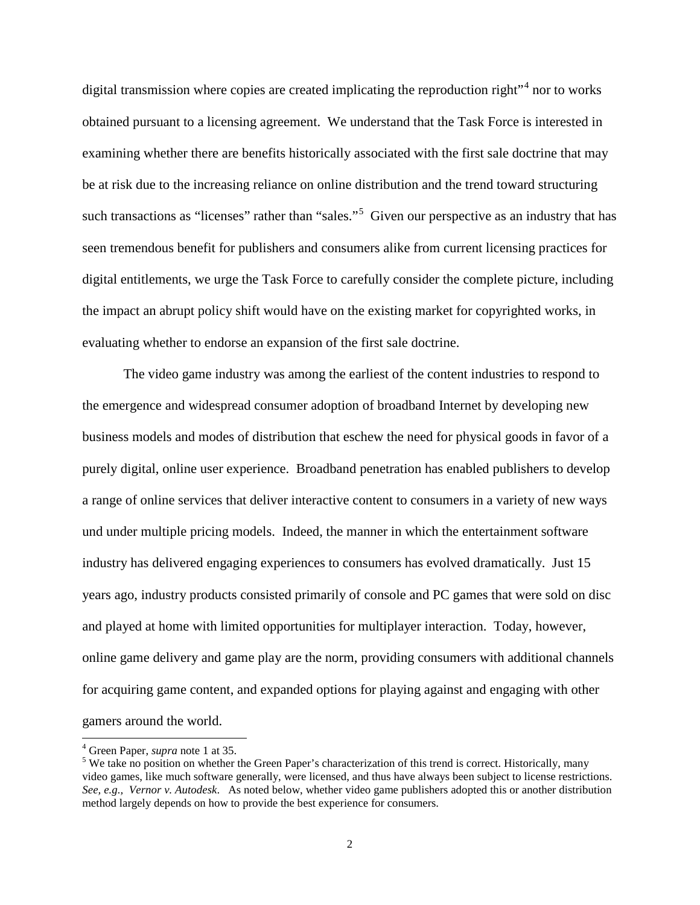digital transmission where copies are created implicating the reproduction right"[4] nor to works obtained pursuant to a licensing agreement. We understand that the Task Force is interested in examining whether there are benefits historically associated with the first sale doctrine that may be at risk due to the increasing reliance on online distribution and the trend toward structuring such transactions as "licenses" rather than "sales."[5] Given our perspective as an industry that has seen tremendous benefit for publishers and consumers alike from current licensing practices for digital entitlements, we urge the Task Force to carefully consider the complete picture, including the impact an abrupt policy shift would have on the existing market for copyrighted works, in evaluating whether to endorse an expansion of the first sale doctrine.

The video game industry was among the earliest of the content industries to respond to the emergence and widespread consumer adoption of broadband Internet by developing new business models and modes of distribution that eschew the need for physical goods in favor of a purely digital, online user experience. Broadband penetration has enabled publishers to develop a range of online services that deliver interactive content to consumers in a variety of new ways und under multiple pricing models. Indeed, the manner in which the entertainment software industry has delivered engaging experiences to consumers has evolved dramatically. Just 15 years ago, industry products consisted primarily of console and PC games that were sold on disc and played at home with limited opportunities for multiplayer interaction. Today, however, online game delivery and game play are the norm, providing consumers with additional channels for acquiring game content, and expanded options for playing against and engaging with other gamers around the world.

---

[4] Green Paper, *supra* note 1 at 35.

[5] We take no position on whether the Green Paper's characterization of this trend is correct. Historically, many video games, like much software generally, were licensed, and thus have always been subject to license restrictions. *See, e.g., Vernor v. Autodesk*. As noted below, whether video game publishers adopted this or another distribution method largely depends on how to provide the best experience for consumers.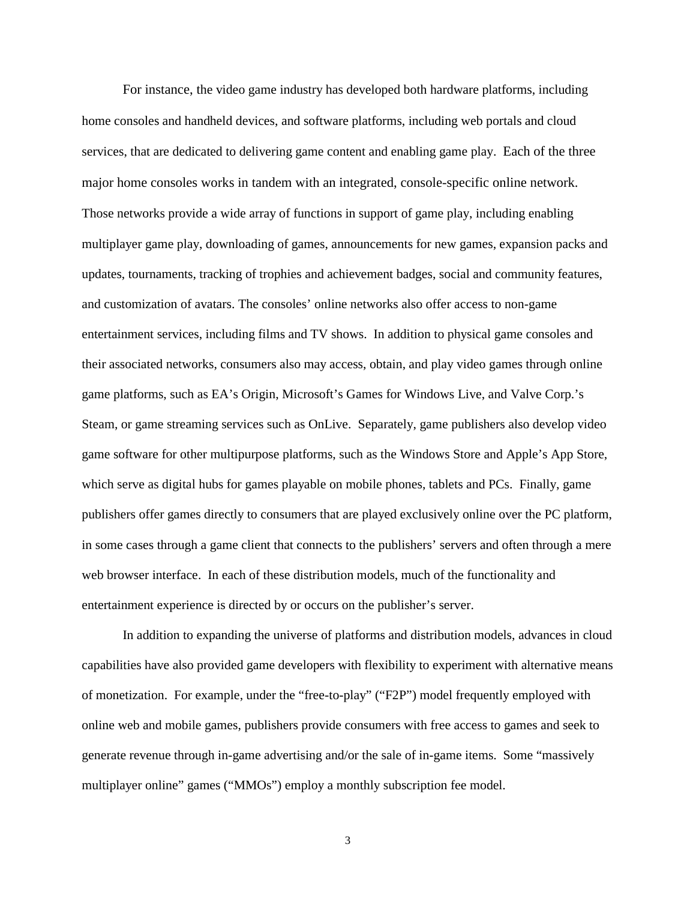For instance, the video game industry has developed both hardware platforms, including home consoles and handheld devices, and software platforms, including web portals and cloud services, that are dedicated to delivering game content and enabling game play. Each of the three major home consoles works in tandem with an integrated, console-specific online network. Those networks provide a wide array of functions in support of game play, including enabling multiplayer game play, downloading of games, announcements for new games, expansion packs and updates, tournaments, tracking of trophies and achievement badges, social and community features, and customization of avatars. The consoles' online networks also offer access to non-game entertainment services, including films and TV shows. In addition to physical game consoles and their associated networks, consumers also may access, obtain, and play video games through online game platforms, such as EA's Origin, Microsoft's Games for Windows Live, and Valve Corp.'s Steam, or game streaming services such as OnLive. Separately, game publishers also develop video game software for other multipurpose platforms, such as the Windows Store and Apple's App Store, which serve as digital hubs for games playable on mobile phones, tablets and PCs. Finally, game publishers offer games directly to consumers that are played exclusively online over the PC platform, in some cases through a game client that connects to the publishers' servers and often through a mere web browser interface. In each of these distribution models, much of the functionality and entertainment experience is directed by or occurs on the publisher's server.

In addition to expanding the universe of platforms and distribution models, advances in cloud capabilities have also provided game developers with flexibility to experiment with alternative means of monetization. For example, under the "free-to-play" ("F2P") model frequently employed with online web and mobile games, publishers provide consumers with free access to games and seek to generate revenue through in-game advertising and/or the sale of in-game items. Some "massively multiplayer online" games ("MMOs") employ a monthly subscription fee model.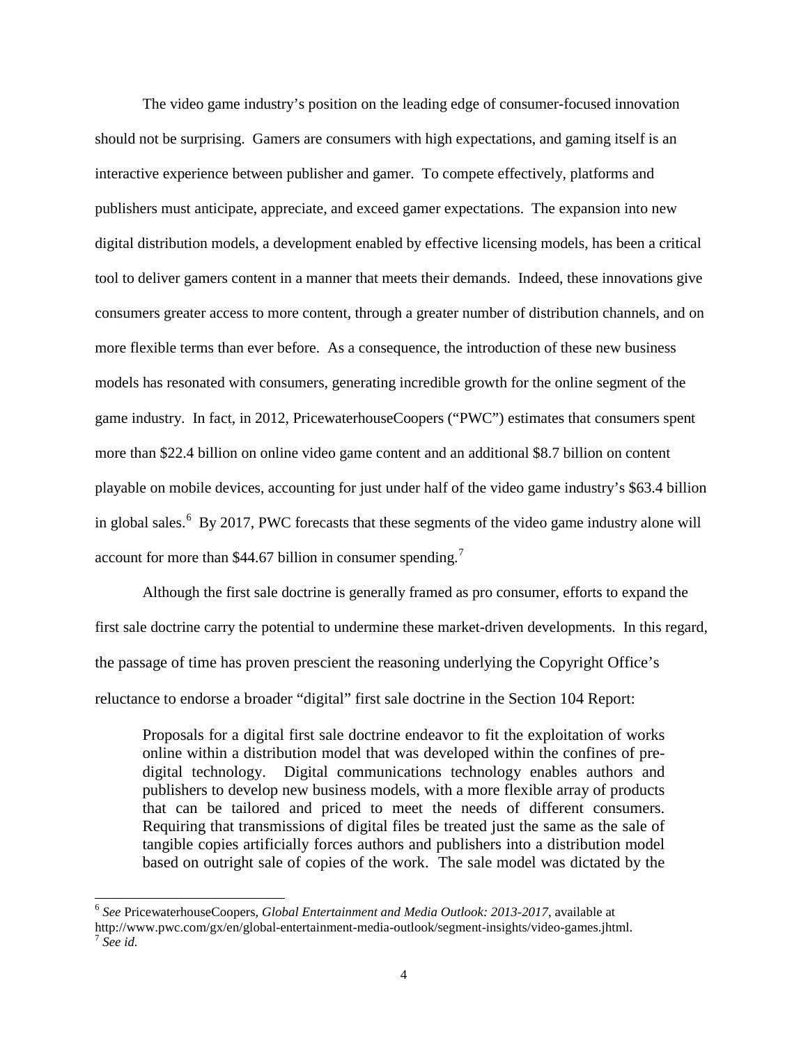The video game industry's position on the leading edge of consumer-focused innovation should not be surprising. Gamers are consumers with high expectations, and gaming itself is an interactive experience between publisher and gamer. To compete effectively, platforms and publishers must anticipate, appreciate, and exceed gamer expectations. The expansion into new digital distribution models, a development enabled by effective licensing models, has been a critical tool to deliver gamers content in a manner that meets their demands. Indeed, these innovations give consumers greater access to more content, through a greater number of distribution channels, and on more flexible terms than ever before. As a consequence, the introduction of these new business models has resonated with consumers, generating incredible growth for the online segment of the game industry. In fact, in 2012, PricewaterhouseCoopers ("PWC") estimates that consumers spent more than \$22.4 billion on online video game content and an additional \$8.7 billion on content playable on mobile devices, accounting for just under half of the video game industry's \$63.4 billion in global sales.[6] By 2017, PWC forecasts that these segments of the video game industry alone will account for more than \$44.67 billion in consumer spending.[7]

Although the first sale doctrine is generally framed as pro consumer, efforts to expand the first sale doctrine carry the potential to undermine these market-driven developments. In this regard, the passage of time has proven prescient the reasoning underlying the Copyright Office's reluctance to endorse a broader "digital" first sale doctrine in the Section 104 Report:

> Proposals for a digital first sale doctrine endeavor to fit the exploitation of works online within a distribution model that was developed within the confines of pre-digital technology. Digital communications technology enables authors and publishers to develop new business models, with a more flexible array of products that can be tailored and priced to meet the needs of different consumers. Requiring that transmissions of digital files be treated just the same as the sale of tangible copies artificially forces authors and publishers into a distribution model based on outright sale of copies of the work. The sale model was dictated by the

---

[6] *See* PricewaterhouseCoopers, *Global Entertainment and Media Outlook: 2013-2017*, available at http://www.pwc.com/gx/en/global-entertainment-media-outlook/segment-insights/video-games.jhtml.

[7] *See id.*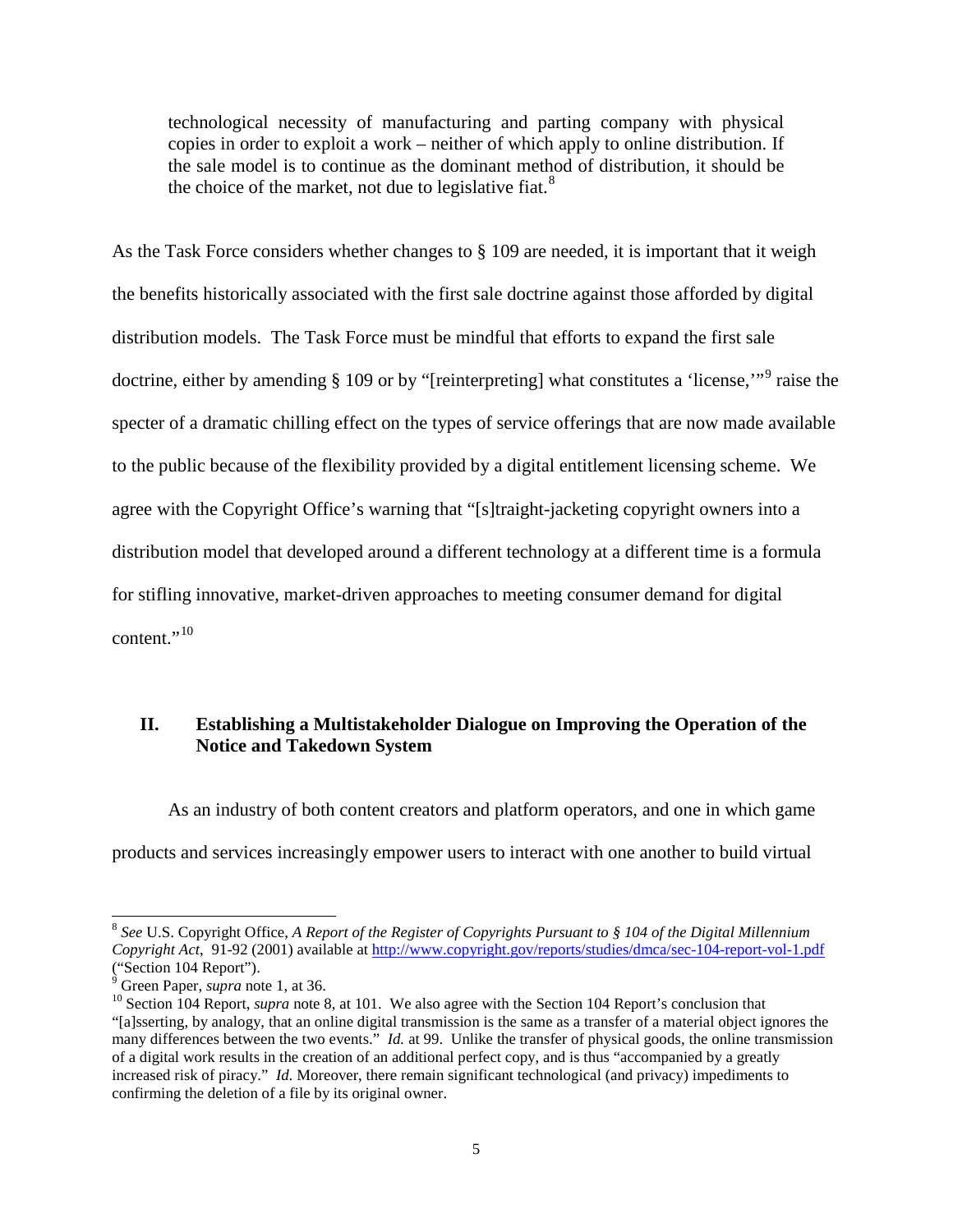> technological necessity of manufacturing and parting company with physical copies in order to exploit a work – neither of which apply to online distribution. If the sale model is to continue as the dominant method of distribution, it should be the choice of the market, not due to legislative fiat.[8]

As the Task Force considers whether changes to § 109 are needed, it is important that it weigh the benefits historically associated with the first sale doctrine against those afforded by digital distribution models. The Task Force must be mindful that efforts to expand the first sale doctrine, either by amending § 109 or by "[reinterpreting] what constitutes a 'license,'"[9] raise the specter of a dramatic chilling effect on the types of service offerings that are now made available to the public because of the flexibility provided by a digital entitlement licensing scheme. We agree with the Copyright Office's warning that "[s]traight-jacketing copyright owners into a distribution model that developed around a different technology at a different time is a formula for stifling innovative, market-driven approaches to meeting consumer demand for digital content."[10]

## II. Establishing a Multistakeholder Dialogue on Improving the Operation of the Notice and Takedown System

As an industry of both content creators and platform operators, and one in which game products and services increasingly empower users to interact with one another to build virtual

---

[8] *See* U.S. Copyright Office, *A Report of the Register of Copyrights Pursuant to § 104 of the Digital Millennium Copyright Act*, 91-92 (2001) available at http://www.copyright.gov/reports/studies/dmca/sec-104-report-vol-1.pdf ("Section 104 Report").

[9] Green Paper, *supra* note 1, at 36.

[10] Section 104 Report, *supra* note 8, at 101. We also agree with the Section 104 Report's conclusion that "[a]sserting, by analogy, that an online digital transmission is the same as a transfer of a material object ignores the many differences between the two events." *Id.* at 99. Unlike the transfer of physical goods, the online transmission of a digital work results in the creation of an additional perfect copy, and is thus "accompanied by a greatly increased risk of piracy." *Id.* Moreover, there remain significant technological (and privacy) impediments to confirming the deletion of a file by its original owner.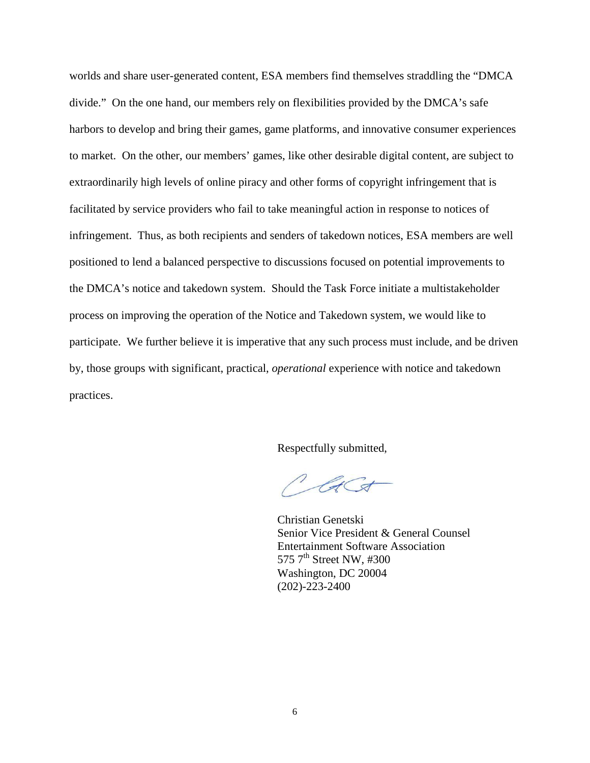worlds and share user-generated content, ESA members find themselves straddling the "DMCA divide." On the one hand, our members rely on flexibilities provided by the DMCA's safe harbors to develop and bring their games, game platforms, and innovative consumer experiences to market. On the other, our members' games, like other desirable digital content, are subject to extraordinarily high levels of online piracy and other forms of copyright infringement that is facilitated by service providers who fail to take meaningful action in response to notices of infringement. Thus, as both recipients and senders of takedown notices, ESA members are well positioned to lend a balanced perspective to discussions focused on potential improvements to the DMCA's notice and takedown system. Should the Task Force initiate a multistakeholder process on improving the operation of the Notice and Takedown system, we would like to participate. We further believe it is imperative that any such process must include, and be driven by, those groups with significant, practical, *operational* experience with notice and takedown practices.

Respectfully submitted,

Christian Genetski
Senior Vice President & General Counsel
Entertainment Software Association
575 7th Street NW, #300
Washington, DC 20004
(202)-223-2400